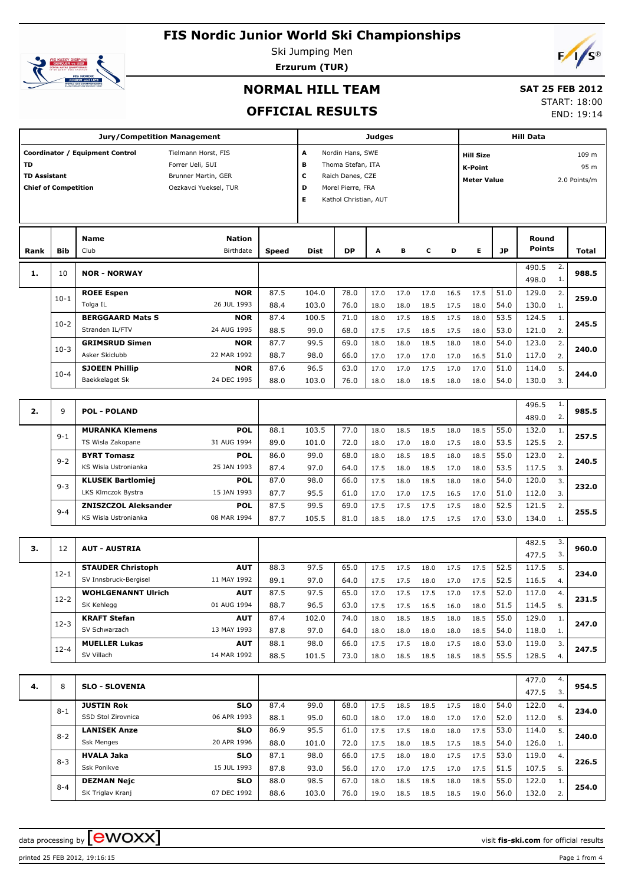# FIS Nordic Junior World Ski Championships

Ski Jumping Men

**Erzurum (TUR)**

## NORMAL HILL TEAM

## OFFICIAL RESULTS

**SAT 25 FEB 2012**

START: 18:00

END: 19:14

| Jury/Competition Management | | Judges | | Hill Data | |
|---|---|---|---|---|---|
| Coordinator / Equipment Control | Tielmann Horst, FIS | A | Nordin Hans, SWE | Hill Size | 109 m |
| TD | Forrer Ueli, SUI | B | Thoma Stefan, ITA | K-Point | 95 m |
| TD Assistant | Brunner Martin, GER | C | Raich Danes, CZE | Meter Value | 2.0 Points/m |
| Chief of Competition | Oezkavci Yueksel, TUR | D | Morel Pierre, FRA | | |
| | | E | Kathol Christian, AUT | | |

| Rank | Bib | Name / Club | Nation / Birthdate | Speed | Dist | DP | A | B | C | D | E | JP | Round Points | | Total |
|---|---|---|---|---|---|---|---|---|---|---|---|---|---|---|---|
| 1. | 10 | NOR - NORWAY | | | | | | | | | | | 490.5 | 2. | 988.5 |
| | | | | | | | | | | | | | 498.0 | 1. | |
| | 10-1 | ROEE Espen | NOR | 87.5 | 104.0 | 78.0 | 17.0 | 17.0 | 17.0 | 16.5 | 17.5 | 51.0 | 129.0 | 2. | 259.0 |
| | | Tolga IL | 26 JUL 1993 | 88.4 | 103.0 | 76.0 | 18.0 | 18.0 | 18.5 | 17.5 | 18.0 | 54.0 | 130.0 | 1. | |
| | 10-2 | BERGGAARD Mats S | NOR | 87.4 | 100.5 | 71.0 | 18.0 | 17.5 | 18.5 | 17.5 | 18.0 | 53.5 | 124.5 | 1. | 245.5 |
| | | Stranden IL/FTV | 24 AUG 1995 | 88.5 | 99.0 | 68.0 | 17.5 | 17.5 | 18.5 | 17.5 | 18.0 | 53.0 | 121.0 | 2. | |
| | 10-3 | GRIMSRUD Simen | NOR | 87.7 | 99.5 | 69.0 | 18.0 | 18.0 | 18.5 | 18.0 | 18.0 | 54.0 | 123.0 | 2. | 240.0 |
| | | Asker Skiclubb | 22 MAR 1992 | 88.7 | 98.0 | 66.0 | 17.0 | 17.0 | 17.0 | 17.0 | 16.5 | 51.0 | 117.0 | 2. | |
| | 10-4 | SJOEEN Phillip | NOR | 87.6 | 96.5 | 63.0 | 17.0 | 17.0 | 17.5 | 17.0 | 17.0 | 51.0 | 114.0 | 5. | 244.0 |
| | | Baekkelaget Sk | 24 DEC 1995 | 88.0 | 103.0 | 76.0 | 18.0 | 18.0 | 18.5 | 18.0 | 18.0 | 54.0 | 130.0 | 3. | |
| 2. | 9 | POL - POLAND | | | | | | | | | | | 496.5 | 1. | 985.5 |
| | | | | | | | | | | | | | 489.0 | 2. | |
| | 9-1 | MURANKA Klemens | POL | 88.1 | 103.5 | 77.0 | 18.0 | 18.5 | 18.5 | 18.0 | 18.5 | 55.0 | 132.0 | 1. | 257.5 |
| | | TS Wisla Zakopane | 31 AUG 1994 | 89.0 | 101.0 | 72.0 | 18.0 | 17.0 | 18.0 | 17.5 | 18.0 | 53.5 | 125.5 | 2. | |
| | 9-2 | BYRT Tomasz | POL | 86.0 | 99.0 | 68.0 | 18.0 | 18.5 | 18.5 | 18.0 | 18.5 | 55.0 | 123.0 | 2. | 240.5 |
| | | KS Wisla Ustronianka | 25 JAN 1993 | 87.4 | 97.0 | 64.0 | 17.5 | 18.0 | 18.5 | 17.0 | 18.0 | 53.5 | 117.5 | 3. | |
| | 9-3 | KLUSEK Bartlomiej | POL | 87.0 | 98.0 | 66.0 | 17.5 | 18.0 | 18.5 | 18.0 | 18.0 | 54.0 | 120.0 | 3. | 232.0 |
| | | LKS Klmczok Bystra | 15 JAN 1993 | 87.7 | 95.5 | 61.0 | 17.0 | 17.0 | 17.5 | 16.5 | 17.0 | 51.0 | 112.0 | 3. | |
| | 9-4 | ZNISZCZOL Aleksander | POL | 87.5 | 99.5 | 69.0 | 17.5 | 17.5 | 17.5 | 17.5 | 18.0 | 52.5 | 121.5 | 2. | 255.5 |
| | | KS Wisla Ustronianka | 08 MAR 1994 | 87.7 | 105.5 | 81.0 | 18.5 | 18.0 | 17.5 | 17.5 | 17.0 | 53.0 | 134.0 | 1. | |
| 3. | 12 | AUT - AUSTRIA | | | | | | | | | | | 482.5 | 3. | 960.0 |
| | | | | | | | | | | | | | 477.5 | 3. | |
| | 12-1 | STAUDER Christoph | AUT | 88.3 | 97.5 | 65.0 | 17.5 | 17.5 | 18.0 | 17.5 | 17.5 | 52.5 | 117.5 | 5. | 234.0 |
| | | SV Innsbruck-Bergisel | 11 MAY 1992 | 89.1 | 97.0 | 64.0 | 17.5 | 17.5 | 18.0 | 17.0 | 17.5 | 52.5 | 116.5 | 4. | |
| | 12-2 | WOHLGENANNT Ulrich | AUT | 87.5 | 97.5 | 65.0 | 17.0 | 17.5 | 17.5 | 17.0 | 17.5 | 52.0 | 117.0 | 4. | 231.5 |
| | | SK Kehlegg | 01 AUG 1994 | 88.7 | 96.5 | 63.0 | 17.5 | 17.5 | 16.5 | 16.0 | 18.0 | 51.5 | 114.5 | 5. | |
| | 12-3 | KRAFT Stefan | AUT | 87.4 | 102.0 | 74.0 | 18.0 | 18.5 | 18.5 | 18.0 | 18.5 | 55.0 | 129.0 | 1. | 247.0 |
| | | SV Schwarzach | 13 MAY 1993 | 87.8 | 97.0 | 64.0 | 18.0 | 18.0 | 18.0 | 18.0 | 18.5 | 54.0 | 118.0 | 1. | |
| | 12-4 | MUELLER Lukas | AUT | 88.1 | 98.0 | 66.0 | 17.5 | 17.5 | 18.0 | 17.5 | 18.0 | 53.0 | 119.0 | 3. | 247.5 |
| | | SV Villach | 14 MAR 1992 | 88.5 | 101.5 | 73.0 | 18.0 | 18.5 | 18.5 | 18.5 | 18.5 | 55.5 | 128.5 | 4. | |
| 4. | 8 | SLO - SLOVENIA | | | | | | | | | | | 477.0 | 4. | 954.5 |
| | | | | | | | | | | | | | 477.5 | 3. | |
| | 8-1 | JUSTIN Rok | SLO | 87.4 | 99.0 | 68.0 | 17.5 | 18.5 | 18.5 | 17.5 | 18.0 | 54.0 | 122.0 | 4. | 234.0 |
| | | SSD Stol Zirovnica | 06 APR 1993 | 88.1 | 95.0 | 60.0 | 18.0 | 17.0 | 18.0 | 17.0 | 17.0 | 52.0 | 112.0 | 5. | |
| | 8-2 | LANISEK Anze | SLO | 86.9 | 95.5 | 61.0 | 17.5 | 17.5 | 18.0 | 18.0 | 17.5 | 53.0 | 114.0 | 5. | 240.0 |
| | | Ssk Menges | 20 APR 1996 | 88.0 | 101.0 | 72.0 | 17.5 | 18.0 | 18.5 | 17.5 | 18.5 | 54.0 | 126.0 | 1. | |
| | 8-3 | HVALA Jaka | SLO | 87.1 | 98.0 | 66.0 | 17.5 | 18.0 | 18.0 | 17.5 | 17.5 | 53.0 | 119.0 | 4. | 226.5 |
| | | Ssk Ponikve | 15 JUL 1993 | 87.8 | 93.0 | 56.0 | 17.0 | 17.0 | 17.5 | 17.0 | 17.5 | 51.5 | 107.5 | 5. | |
| | 8-4 | DEZMAN Nejc | SLO | 88.0 | 98.5 | 67.0 | 18.0 | 18.5 | 18.5 | 18.0 | 18.5 | 55.0 | 122.0 | 1. | 254.0 |
| | | SK Triglav Kranj | 07 DEC 1992 | 88.6 | 103.0 | 76.0 | 19.0 | 18.5 | 18.5 | 18.5 | 19.0 | 56.0 | 132.0 | 2. | |

data processing by ewoxx — visit fis-ski.com for official results

printed 25 FEB 2012, 19:16:15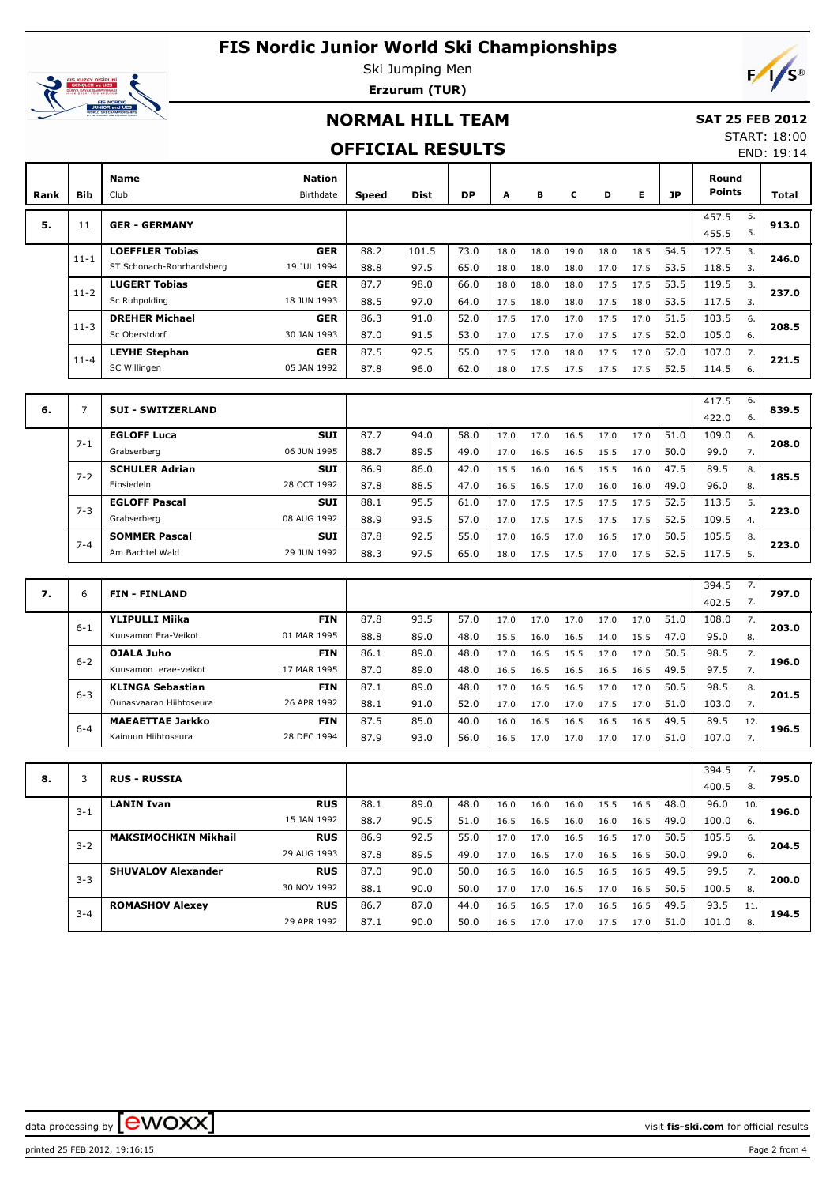# FIS Nordic Junior World Ski Championships

Ski Jumping Men

**Erzurum (TUR)**

## NORMAL HILL TEAM

## OFFICIAL RESULTS

**SAT 25 FEB 2012**

START: 18:00

END: 19:14

| Rank | Bib | Name / Club | Nation / Birthdate | Speed | Dist | DP | A | B | C | D | E | JP | Round Points | | Total |
|---|---|---|---|---|---|---|---|---|---|---|---|---|---|---|---|
| 5. | 11 | **GER - GERMANY** | | | | | | | | | | | 457.5 / 455.5 | 5. / 5. | **913.0** |
| | 11-1 | **LOEFFLER Tobias** | **GER** | 88.2 | 101.5 | 73.0 | 18.0 | 18.0 | 19.0 | 18.0 | 18.5 | 54.5 | 127.5 | 3. | **246.0** |
| | | ST Schonach-Rohrhardsberg | 19 JUL 1994 | 88.8 | 97.5 | 65.0 | 18.0 | 18.0 | 18.0 | 17.0 | 17.5 | 53.5 | 118.5 | 3. | |
| | 11-2 | **LUGERT Tobias** | **GER** | 87.7 | 98.0 | 66.0 | 18.0 | 18.0 | 18.0 | 17.5 | 17.5 | 53.5 | 119.5 | 3. | **237.0** |
| | | Sc Ruhpolding | 18 JUN 1993 | 88.5 | 97.0 | 64.0 | 17.5 | 18.0 | 18.0 | 17.5 | 18.0 | 53.5 | 117.5 | 3. | |
| | 11-3 | **DREHER Michael** | **GER** | 86.3 | 91.0 | 52.0 | 17.5 | 17.0 | 17.0 | 17.5 | 17.0 | 51.5 | 103.5 | 6. | **208.5** |
| | | Sc Oberstdorf | 30 JAN 1993 | 87.0 | 91.5 | 53.0 | 17.0 | 17.5 | 17.0 | 17.5 | 17.5 | 52.0 | 105.0 | 6. | |
| | 11-4 | **LEYHE Stephan** | **GER** | 87.5 | 92.5 | 55.0 | 17.5 | 17.0 | 18.0 | 17.5 | 17.0 | 52.0 | 107.0 | 7. | **221.5** |
| | | SC Willingen | 05 JAN 1992 | 87.8 | 96.0 | 62.0 | 18.0 | 17.5 | 17.5 | 17.5 | 17.5 | 52.5 | 114.5 | 6. | |
| 6. | 7 | **SUI - SWITZERLAND** | | | | | | | | | | | 417.5 / 422.0 | 6. / 6. | **839.5** |
| | 7-1 | **EGLOFF Luca** | **SUI** | 87.7 | 94.0 | 58.0 | 17.0 | 17.0 | 16.5 | 17.0 | 17.0 | 51.0 | 109.0 | 6. | **208.0** |
| | | Grabserberg | 06 JUN 1995 | 88.7 | 89.5 | 49.0 | 17.0 | 16.5 | 16.5 | 15.5 | 17.0 | 50.0 | 99.0 | 7. | |
| | 7-2 | **SCHULER Adrian** | **SUI** | 86.9 | 86.0 | 42.0 | 15.5 | 16.0 | 16.5 | 15.5 | 16.0 | 47.5 | 89.5 | 8. | **185.5** |
| | | Einsiedeln | 28 OCT 1992 | 87.8 | 88.5 | 47.0 | 16.5 | 16.5 | 17.0 | 16.0 | 16.0 | 49.0 | 96.0 | 8. | |
| | 7-3 | **EGLOFF Pascal** | **SUI** | 88.1 | 95.5 | 61.0 | 17.0 | 17.5 | 17.5 | 17.5 | 17.5 | 52.5 | 113.5 | 5. | **223.0** |
| | | Grabserberg | 08 AUG 1992 | 88.9 | 93.5 | 57.0 | 17.0 | 17.5 | 17.5 | 17.5 | 17.5 | 52.5 | 109.5 | 4. | |
| | 7-4 | **SOMMER Pascal** | **SUI** | 87.8 | 92.5 | 55.0 | 17.0 | 16.5 | 17.0 | 16.5 | 17.0 | 50.5 | 105.5 | 8. | **223.0** |
| | | Am Bachtel Wald | 29 JUN 1992 | 88.3 | 97.5 | 65.0 | 18.0 | 17.5 | 17.5 | 17.0 | 17.5 | 52.5 | 117.5 | 5. | |
| 7. | 6 | **FIN - FINLAND** | | | | | | | | | | | 394.5 / 402.5 | 7. / 7. | **797.0** |
| | 6-1 | **YLIPULLI Miika** | **FIN** | 87.8 | 93.5 | 57.0 | 17.0 | 17.0 | 17.0 | 17.0 | 17.0 | 51.0 | 108.0 | 7. | **203.0** |
| | | Kuusamon Era-Veikot | 01 MAR 1995 | 88.8 | 89.0 | 48.0 | 15.5 | 16.0 | 16.5 | 14.0 | 15.5 | 47.0 | 95.0 | 8. | |
| | 6-2 | **OJALA Juho** | **FIN** | 86.1 | 89.0 | 48.0 | 17.0 | 16.5 | 15.5 | 17.0 | 17.0 | 50.5 | 98.5 | 7. | **196.0** |
| | | Kuusamon erae-veikot | 17 MAR 1995 | 87.0 | 89.0 | 48.0 | 16.5 | 16.5 | 16.5 | 16.5 | 16.5 | 49.5 | 97.5 | 7. | |
| | 6-3 | **KLINGA Sebastian** | **FIN** | 87.1 | 89.0 | 48.0 | 17.0 | 16.5 | 16.5 | 17.0 | 17.0 | 50.5 | 98.5 | 8. | **201.5** |
| | | Ounasvaaran Hiihtoseura | 26 APR 1992 | 88.1 | 91.0 | 52.0 | 17.0 | 17.0 | 17.0 | 17.5 | 17.0 | 51.0 | 103.0 | 7. | |
| | 6-4 | **MAEAETTAE Jarkko** | **FIN** | 87.5 | 85.0 | 40.0 | 16.0 | 16.5 | 16.5 | 16.5 | 16.5 | 49.5 | 89.5 | 12. | **196.5** |
| | | Kainuun Hiihtoseura | 28 DEC 1994 | 87.9 | 93.0 | 56.0 | 16.5 | 17.0 | 17.0 | 17.0 | 17.0 | 51.0 | 107.0 | 7. | |
| 8. | 3 | **RUS - RUSSIA** | | | | | | | | | | | 394.5 / 400.5 | 7. / 8. | **795.0** |
| | 3-1 | **LANIN Ivan** | **RUS** | 88.1 | 89.0 | 48.0 | 16.0 | 16.0 | 16.0 | 15.5 | 16.5 | 48.0 | 96.0 | 10. | **196.0** |
| | | | 15 JAN 1992 | 88.7 | 90.5 | 51.0 | 16.5 | 16.5 | 16.0 | 16.0 | 16.5 | 49.0 | 100.0 | 6. | |
| | 3-2 | **MAKSIMOCHKIN Mikhail** | **RUS** | 86.9 | 92.5 | 55.0 | 17.0 | 17.0 | 16.5 | 16.5 | 17.0 | 50.5 | 105.5 | 6. | **204.5** |
| | | | 29 AUG 1993 | 87.8 | 89.5 | 49.0 | 17.0 | 16.5 | 17.0 | 16.5 | 16.5 | 50.0 | 99.0 | 6. | |
| | 3-3 | **SHUVALOV Alexander** | **RUS** | 87.0 | 90.0 | 50.0 | 16.5 | 16.0 | 16.5 | 16.5 | 16.5 | 49.5 | 99.5 | 7. | **200.0** |
| | | | 30 NOV 1992 | 88.1 | 90.0 | 50.0 | 17.0 | 17.0 | 16.5 | 17.0 | 16.5 | 50.5 | 100.5 | 8. | |
| | 3-4 | **ROMASHOV Alexey** | **RUS** | 86.7 | 87.0 | 44.0 | 16.5 | 16.5 | 17.0 | 16.5 | 16.5 | 49.5 | 93.5 | 11. | **194.5** |
| | | | 29 APR 1992 | 87.1 | 90.0 | 50.0 | 16.5 | 17.0 | 17.0 | 17.5 | 17.0 | 51.0 | 101.0 | 8. | |

data processing by ewoxx — visit fis-ski.com for official results

printed 25 FEB 2012, 19:16:15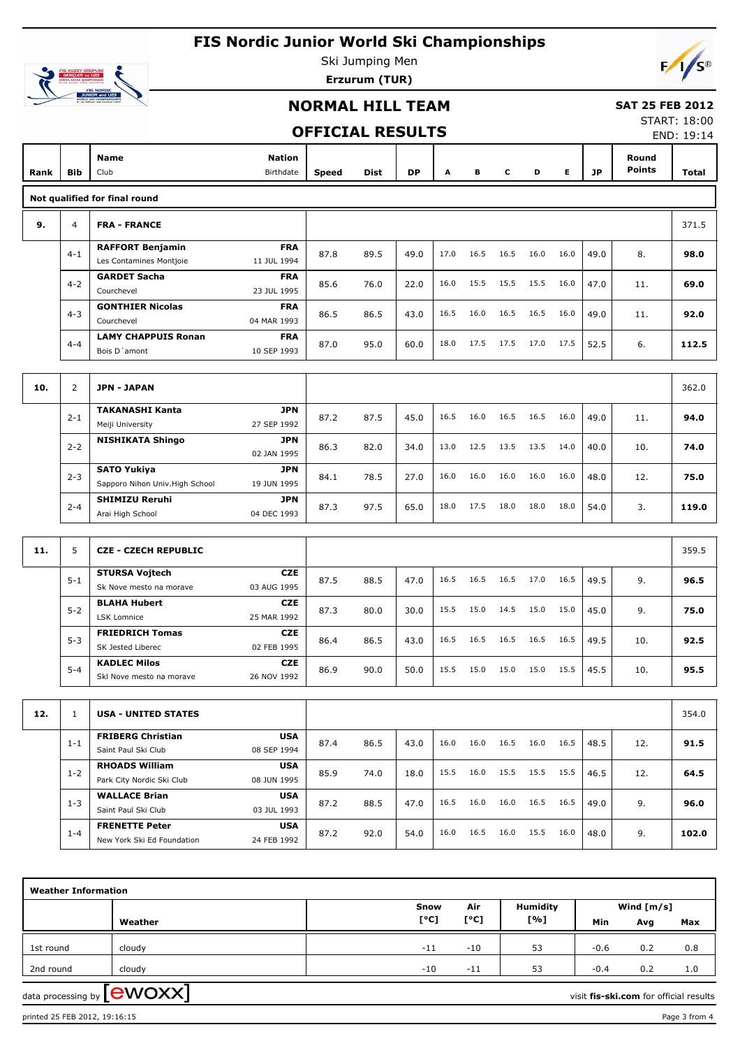# FIS Nordic Junior World Ski Championships

Ski Jumping Men

**Erzurum (TUR)**

## NORMAL HILL TEAM

## OFFICIAL RESULTS

**SAT 25 FEB 2012**

START: 18:00
END: 19:14

| Rank | Bib | Name / Club | Nation / Birthdate | Speed | Dist | DP | A | B | C | D | E | JP | Round Points | Total |
|---|---|---|---|---|---|---|---|---|---|---|---|---|---|---|
| **Not qualified for final round** | | | | | | | | | | | | | | |
| **9.** | 4 | **FRA - FRANCE** | | | | | | | | | | | | 371.5 |
| | 4-1 | **RAFFORT Benjamin** Les Contamines Montjoie | **FRA** 11 JUL 1994 | 87.8 | 89.5 | 49.0 | 17.0 | 16.5 | 16.5 | 16.0 | 16.0 | 49.0 | 8. | **98.0** |
| | 4-2 | **GARDET Sacha** Courchevel | **FRA** 23 JUL 1995 | 85.6 | 76.0 | 22.0 | 16.0 | 15.5 | 15.5 | 15.5 | 16.0 | 47.0 | 11. | **69.0** |
| | 4-3 | **GONTHIER Nicolas** Courchevel | **FRA** 04 MAR 1993 | 86.5 | 86.5 | 43.0 | 16.5 | 16.0 | 16.5 | 16.5 | 16.0 | 49.0 | 11. | **92.0** |
| | 4-4 | **LAMY CHAPPUIS Ronan** Bois D´amont | **FRA** 10 SEP 1993 | 87.0 | 95.0 | 60.0 | 18.0 | 17.5 | 17.5 | 17.0 | 17.5 | 52.5 | 6. | **112.5** |
| **10.** | 2 | **JPN - JAPAN** | | | | | | | | | | | | 362.0 |
| | 2-1 | **TAKANASHI Kanta** Meiji University | **JPN** 27 SEP 1992 | 87.2 | 87.5 | 45.0 | 16.5 | 16.0 | 16.5 | 16.5 | 16.0 | 49.0 | 11. | **94.0** |
| | 2-2 | **NISHIKATA Shingo** | **JPN** 02 JAN 1995 | 86.3 | 82.0 | 34.0 | 13.0 | 12.5 | 13.5 | 13.5 | 14.0 | 40.0 | 10. | **74.0** |
| | 2-3 | **SATO Yukiya** Sapporo Nihon Univ.High School | **JPN** 19 JUN 1995 | 84.1 | 78.5 | 27.0 | 16.0 | 16.0 | 16.0 | 16.0 | 16.0 | 48.0 | 12. | **75.0** |
| | 2-4 | **SHIMIZU Reruhi** Arai High School | **JPN** 04 DEC 1993 | 87.3 | 97.5 | 65.0 | 18.0 | 17.5 | 18.0 | 18.0 | 18.0 | 54.0 | 3. | **119.0** |
| **11.** | 5 | **CZE - CZECH REPUBLIC** | | | | | | | | | | | | 359.5 |
| | 5-1 | **STURSA Vojtech** Sk Nove mesto na morave | **CZE** 03 AUG 1995 | 87.5 | 88.5 | 47.0 | 16.5 | 16.5 | 16.5 | 17.0 | 16.5 | 49.5 | 9. | **96.5** |
| | 5-2 | **BLAHA Hubert** LSK Lomnice | **CZE** 25 MAR 1992 | 87.3 | 80.0 | 30.0 | 15.5 | 15.0 | 14.5 | 15.0 | 15.0 | 45.0 | 9. | **75.0** |
| | 5-3 | **FRIEDRICH Tomas** SK Jested Liberec | **CZE** 02 FEB 1995 | 86.4 | 86.5 | 43.0 | 16.5 | 16.5 | 16.5 | 16.5 | 16.5 | 49.5 | 10. | **92.5** |
| | 5-4 | **KADLEC Milos** Skl Nove mesto na morave | **CZE** 26 NOV 1992 | 86.9 | 90.0 | 50.0 | 15.5 | 15.0 | 15.0 | 15.0 | 15.5 | 45.5 | 10. | **95.5** |
| **12.** | 1 | **USA - UNITED STATES** | | | | | | | | | | | | 354.0 |
| | 1-1 | **FRIBERG Christian** Saint Paul Ski Club | **USA** 08 SEP 1994 | 87.4 | 86.5 | 43.0 | 16.0 | 16.0 | 16.5 | 16.0 | 16.5 | 48.5 | 12. | **91.5** |
| | 1-2 | **RHOADS William** Park City Nordic Ski Club | **USA** 08 JUN 1995 | 85.9 | 74.0 | 18.0 | 15.5 | 16.0 | 15.5 | 15.5 | 15.5 | 46.5 | 12. | **64.5** |
| | 1-3 | **WALLACE Brian** Saint Paul Ski Club | **USA** 03 JUL 1993 | 87.2 | 88.5 | 47.0 | 16.5 | 16.0 | 16.0 | 16.5 | 16.5 | 49.0 | 9. | **96.0** |
| | 1-4 | **FRENETTE Peter** New York Ski Ed Foundation | **USA** 24 FEB 1992 | 87.2 | 92.0 | 54.0 | 16.0 | 16.5 | 16.0 | 15.5 | 16.0 | 48.0 | 9. | **102.0** |

**Weather Information**

| | Weather | Snow [°C] | Air [°C] | Humidity [%] | Wind [m/s] Min | Avg | Max |
|---|---|---|---|---|---|---|---|
| 1st round | cloudy | -11 | -10 | 53 | -0.6 | 0.2 | 0.8 |
| 2nd round | cloudy | -10 | -11 | 53 | -0.4 | 0.2 | 1.0 |

data processing by ewoxx — visit **fis-ski.com** for official results

printed 25 FEB 2012, 19:16:15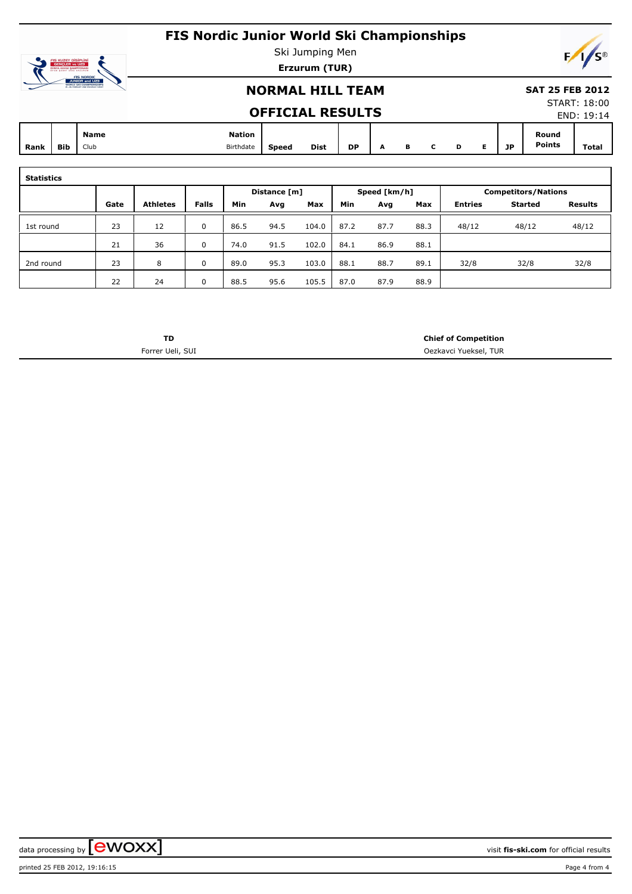# FIS Nordic Junior World Ski Championships

Ski Jumping Men

**Erzurum (TUR)**

## NORMAL HILL TEAM

## OFFICIAL RESULTS

**SAT 25 FEB 2012**

START: 18:00

END: 19:14

| Rank | Bib | Name / Club | Nation / Birthdate | Speed | Dist | DP | A | B | C | D | E | JP | Round Points | Total |
|---|---|---|---|---|---|---|---|---|---|---|---|---|---|---|

**Statistics**

| | Gate | Athletes | Falls | Distance [m] | | | Speed [km/h] | | | Competitors/Nations | | |
|---|---|---|---|---|---|---|---|---|---|---|---|---|
| | | | | Min | Avg | Max | Min | Avg | Max | Entries | Started | Results |
| 1st round | 23 | 12 | 0 | 86.5 | 94.5 | 104.0 | 87.2 | 87.7 | 88.3 | 48/12 | 48/12 | 48/12 |
| | 21 | 36 | 0 | 74.0 | 91.5 | 102.0 | 84.1 | 86.9 | 88.1 | | | |
| 2nd round | 23 | 8 | 0 | 89.0 | 95.3 | 103.0 | 88.1 | 88.7 | 89.1 | 32/8 | 32/8 | 32/8 |
| | 22 | 24 | 0 | 88.5 | 95.6 | 105.5 | 87.0 | 87.9 | 88.9 | | | |

**TD**
Forrer Ueli, SUI

**Chief of Competition**
Oezkavci Yueksel, TUR

data processing by ewoxx

visit fis-ski.com for official results

printed 25 FEB 2012, 19:16:15